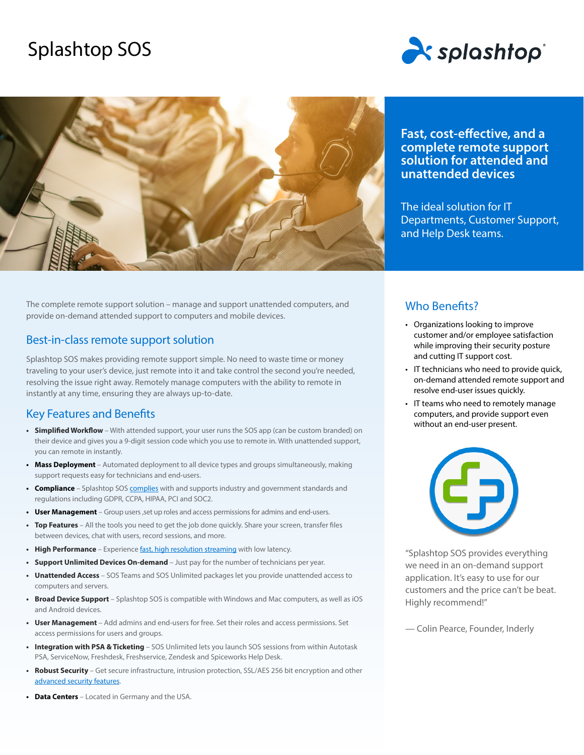# Splashtop SOS

**Fast, cost-effective, and a complete remote support solution for attended and unattended devices**

The ideal solution for IT Departments, Customer Support, and Help Desk teams.

The complete remote support solution – manage and support unattended computers, and provide on-demand attended support to computers and mobile devices.

## Best-in-class remote support solution

Splashtop SOS makes providing remote support simple. No need to waste time or money traveling to your user's device, just remote into it and take control the second you're needed, resolving the issue right away. Remotely manage computers with the ability to remote in instantly at any time, ensuring they are always up-to-date.

## Key Features and Benefits

- **Simplified Workflow** – With attended support, your user runs the SOS app (can be custom branded) on their device and gives you a 9-digit session code which you use to remote in. With unattended support, you can remote in instantly.
- **Mass Deployment** – Automated deployment to all device types and groups simultaneously, making support requests easy for technicians and end-users.
- **Compliance** – Splashtop SOS complies with and supports industry and government standards and regulations including GDPR, CCPA, HIPAA, PCI and SOC2.
- **User Management** – Group users ,set up roles and access permissions for admins and end-users.
- **Top Features** – All the tools you need to get the job done quickly. Share your screen, transfer files between devices, chat with users, record sessions, and more.
- **High Performance** – Experience fast, high resolution streaming with low latency.
- **Support Unlimited Devices On-demand** – Just pay for the number of technicians per year.
- **Unattended Access** – SOS Teams and SOS Unlimited packages let you provide unattended access to computers and servers.
- **Broad Device Support** – Splashtop SOS is compatible with Windows and Mac computers, as well as iOS and Android devices.
- **User Management** – Add admins and end-users for free. Set their roles and access permissions. Set access permissions for users and groups.
- **Integration with PSA & Ticketing** – SOS Unlimited lets you launch SOS sessions from within Autotask PSA, ServiceNow, Freshdesk, Freshservice, Zendesk and Spiceworks Help Desk.
- **Robust Security** – Get secure infrastructure, intrusion protection, SSL/AES 256 bit encryption and other advanced security features.
- **Data Centers** – Located in Germany and the USA.

## Who Benefits?

- Organizations looking to improve customer and/or employee satisfaction while improving their security posture and cutting IT support cost.
- IT technicians who need to provide quick, on-demand attended remote support and resolve end-user issues quickly.
- IT teams who need to remotely manage computers, and provide support even without an end-user present.

"Splashtop SOS provides everything we need in an on-demand support application. It's easy to use for our customers and the price can't be beat. Highly recommend!"

— Colin Pearce, Founder, Inderly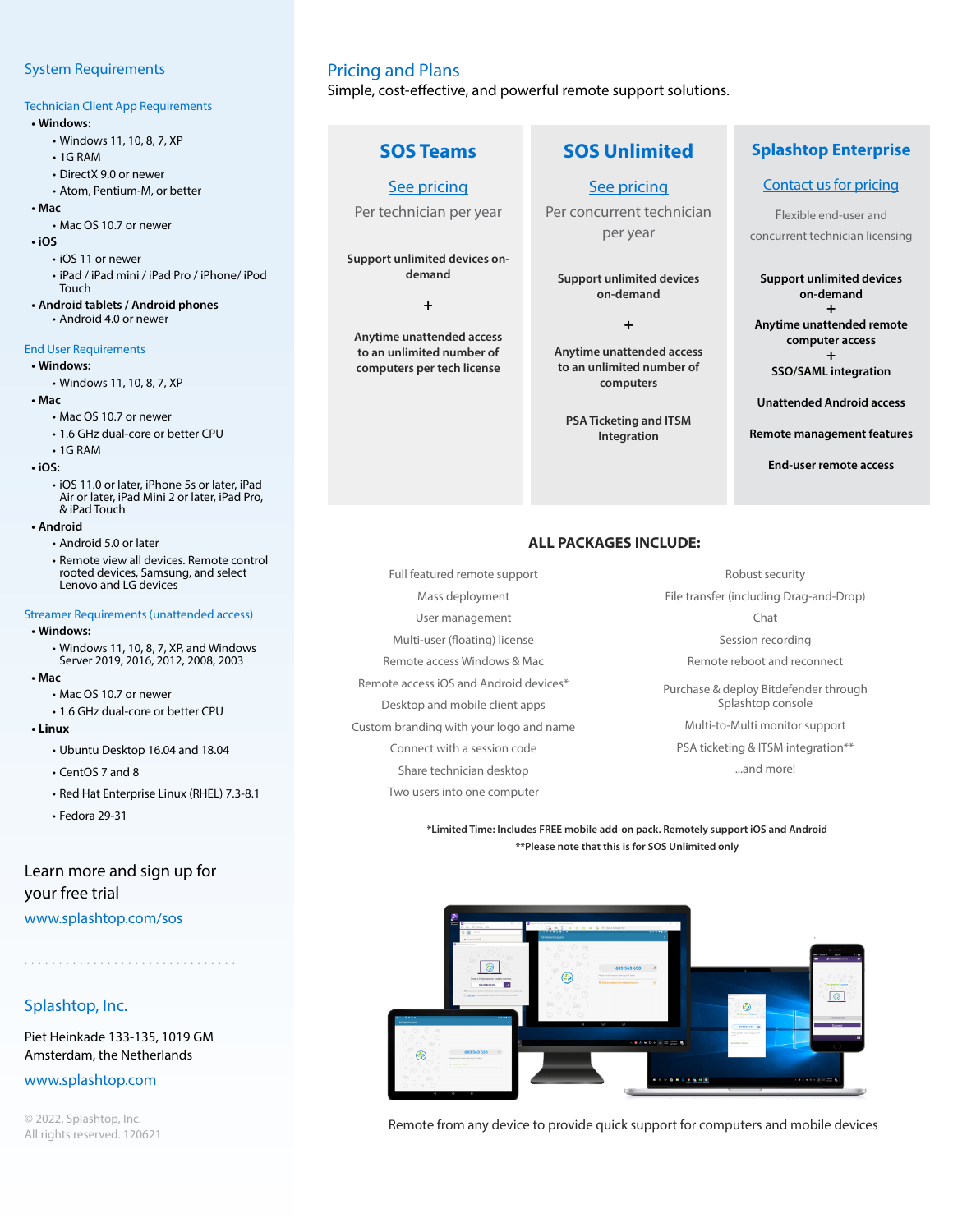## System Requirements

### Technician Client App Requirements

- **Windows:**
  - Windows 11, 10, 8, 7, XP
  - 1G RAM
  - DirectX 9.0 or newer
  - Atom, Pentium-M, or better
- **Mac**
  - Mac OS 10.7 or newer
- **iOS**
  - iOS 11 or newer
  - iPad / iPad mini / iPad Pro / iPhone/ iPod Touch
- **Android tablets / Android phones**
  - Android 4.0 or newer

### End User Requirements

- **Windows:**
  - Windows 11, 10, 8, 7, XP
- **Mac**
  - Mac OS 10.7 or newer
  - 1.6 GHz dual-core or better CPU
  - 1G RAM
- **iOS:**
  - iOS 11.0 or later, iPhone 5s or later, iPad Air or later, iPad Mini 2 or later, iPad Pro, & iPad Touch
- **Android**
  - Android 5.0 or later
  - Remote view all devices. Remote control rooted devices, Samsung, and select Lenovo and LG devices

### Streamer Requirements (unattended access)

- **Windows:**
  - Windows 11, 10, 8, 7, XP, and Windows Server 2019, 2016, 2012, 2008, 2003
- **Mac**
  - Mac OS 10.7 or newer
  - 1.6 GHz dual-core or better CPU
- **Linux**
  - Ubuntu Desktop 16.04 and 18.04
  - CentOS 7 and 8
  - Red Hat Enterprise Linux (RHEL) 7.3-8.1
  - Fedora 29-31

Learn more and sign up for your free trial

www.splashtop.com/sos

### Splashtop, Inc.

Piet Heinkade 133-135, 1019 GM
Amsterdam, the Netherlands

www.splashtop.com

© 2022, Splashtop, Inc.
All rights reserved. 120621

## Pricing and Plans

Simple, cost-effective, and powerful remote support solutions.

| SOS Teams | SOS Unlimited | Splashtop Enterprise |
|---|---|---|
| See pricing | See pricing | Contact us for pricing |
| Per technician per year | Per concurrent technician per year | Flexible end-user and concurrent technician licensing |
| **Support unlimited devices on-demand** | **Support unlimited devices on-demand** | **Support unlimited devices on-demand** |
| + | + | + |
| **Anytime unattended access to an unlimited number of computers per tech license** | **Anytime unattended access to an unlimited number of computers** | **Anytime unattended remote computer access** |
| | **PSA Ticketing and ITSM Integration** | + |
| | | **SSO/SAML integration** |
| | | **Unattended Android access** |
| | | **Remote management features** |
| | | **End-user remote access** |

### ALL PACKAGES INCLUDE:

- Full featured remote support
- Mass deployment
- User management
- Multi-user (floating) license
- Remote access Windows & Mac
- Remote access iOS and Android devices*
- Desktop and mobile client apps
- Custom branding with your logo and name
- Connect with a session code
- Share technician desktop
- Two users into one computer
- Robust security
- File transfer (including Drag-and-Drop)
- Chat
- Session recording
- Remote reboot and reconnect
- Purchase & deploy Bitdefender through Splashtop console
- Multi-to-Multi monitor support
- PSA ticketing & ITSM integration**
- ...and more!

**\*Limited Time: Includes FREE mobile add-on pack. Remotely support iOS and Android**
**\*\*Please note that this is for SOS Unlimited only**

Remote from any device to provide quick support for computers and mobile devices